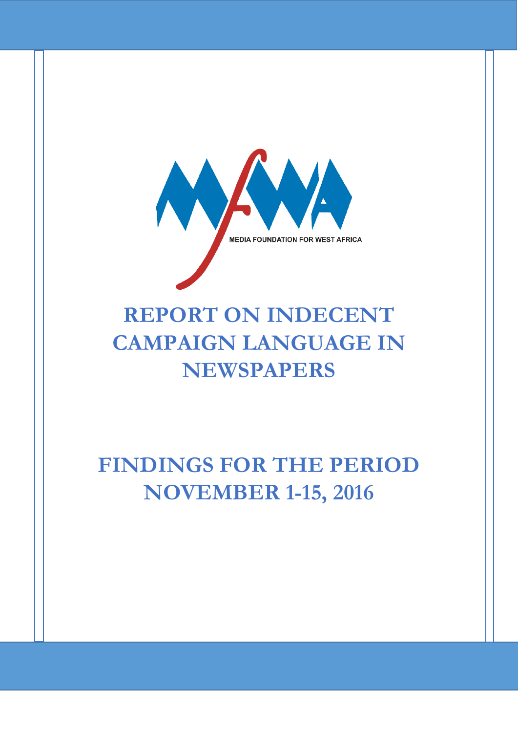MEDIA FOUNDATION FOR WEST AFRICA

# REPORT ON INDECENT CAMPAIGN LANGUAGE IN NEWSPAPERS

## FINDINGS FOR THE PERIOD NOVEMBER 1-15, 2016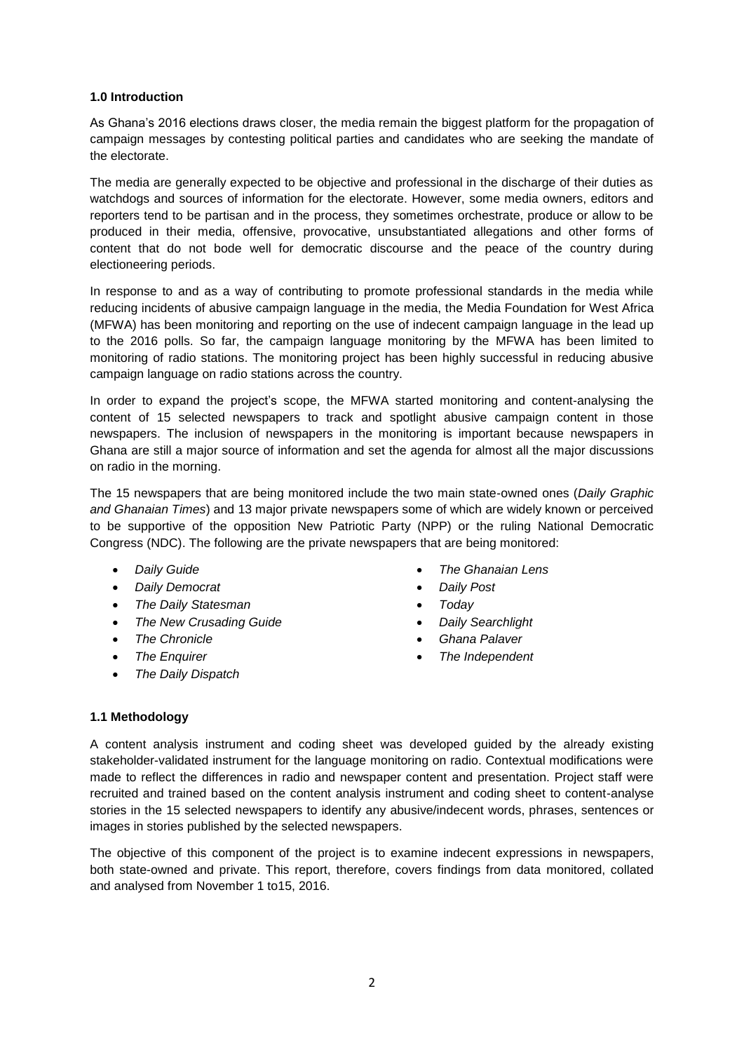### 1.0 Introduction

As Ghana's 2016 elections draws closer, the media remain the biggest platform for the propagation of campaign messages by contesting political parties and candidates who are seeking the mandate of the electorate.

The media are generally expected to be objective and professional in the discharge of their duties as watchdogs and sources of information for the electorate. However, some media owners, editors and reporters tend to be partisan and in the process, they sometimes orchestrate, produce or allow to be produced in their media, offensive, provocative, unsubstantiated allegations and other forms of content that do not bode well for democratic discourse and the peace of the country during electioneering periods.

In response to and as a way of contributing to promote professional standards in the media while reducing incidents of abusive campaign language in the media, the Media Foundation for West Africa (MFWA) has been monitoring and reporting on the use of indecent campaign language in the lead up to the 2016 polls. So far, the campaign language monitoring by the MFWA has been limited to monitoring of radio stations. The monitoring project has been highly successful in reducing abusive campaign language on radio stations across the country.

In order to expand the project's scope, the MFWA started monitoring and content-analysing the content of 15 selected newspapers to track and spotlight abusive campaign content in those newspapers. The inclusion of newspapers in the monitoring is important because newspapers in Ghana are still a major source of information and set the agenda for almost all the major discussions on radio in the morning.

The 15 newspapers that are being monitored include the two main state-owned ones (*Daily Graphic and Ghanaian Times*) and 13 major private newspapers some of which are widely known or perceived to be supportive of the opposition New Patriotic Party (NPP) or the ruling National Democratic Congress (NDC). The following are the private newspapers that are being monitored:

- *Daily Guide*
- *Daily Democrat*
- *The Daily Statesman*
- *The New Crusading Guide*
- *The Chronicle*
- *The Enquirer*
- *The Daily Dispatch*
- *The Ghanaian Lens*
- *Daily Post*
- *Today*
- *Daily Searchlight*
- *Ghana Palaver*
- *The Independent*

### 1.1 Methodology

A content analysis instrument and coding sheet was developed guided by the already existing stakeholder-validated instrument for the language monitoring on radio. Contextual modifications were made to reflect the differences in radio and newspaper content and presentation. Project staff were recruited and trained based on the content analysis instrument and coding sheet to content-analyse stories in the 15 selected newspapers to identify any abusive/indecent words, phrases, sentences or images in stories published by the selected newspapers.

The objective of this component of the project is to examine indecent expressions in newspapers, both state-owned and private. This report, therefore, covers findings from data monitored, collated and analysed from November 1 to15, 2016.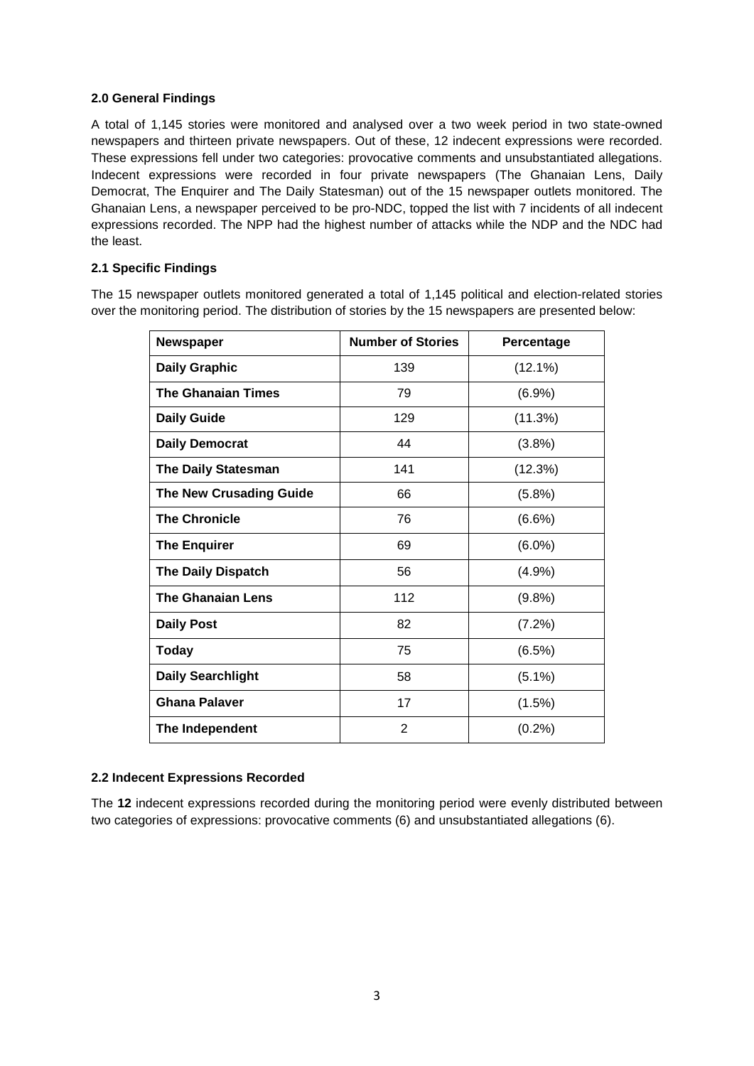### 2.0 General Findings

A total of 1,145 stories were monitored and analysed over a two week period in two state-owned newspapers and thirteen private newspapers. Out of these, 12 indecent expressions were recorded. These expressions fell under two categories: provocative comments and unsubstantiated allegations. Indecent expressions were recorded in four private newspapers (The Ghanaian Lens, Daily Democrat, The Enquirer and The Daily Statesman) out of the 15 newspaper outlets monitored. The Ghanaian Lens, a newspaper perceived to be pro-NDC, topped the list with 7 incidents of all indecent expressions recorded. The NPP had the highest number of attacks while the NDP and the NDC had the least.

### 2.1 Specific Findings

The 15 newspaper outlets monitored generated a total of 1,145 political and election-related stories over the monitoring period. The distribution of stories by the 15 newspapers are presented below:

| Newspaper | Number of Stories | Percentage |
|---|---|---|
| **Daily Graphic** | 139 | (12.1%) |
| **The Ghanaian Times** | 79 | (6.9%) |
| **Daily Guide** | 129 | (11.3%) |
| **Daily Democrat** | 44 | (3.8%) |
| **The Daily Statesman** | 141 | (12.3%) |
| **The New Crusading Guide** | 66 | (5.8%) |
| **The Chronicle** | 76 | (6.6%) |
| **The Enquirer** | 69 | (6.0%) |
| **The Daily Dispatch** | 56 | (4.9%) |
| **The Ghanaian Lens** | 112 | (9.8%) |
| **Daily Post** | 82 | (7.2%) |
| **Today** | 75 | (6.5%) |
| **Daily Searchlight** | 58 | (5.1%) |
| **Ghana Palaver** | 17 | (1.5%) |
| **The Independent** | 2 | (0.2%) |

### 2.2 Indecent Expressions Recorded

The **12** indecent expressions recorded during the monitoring period were evenly distributed between two categories of expressions: provocative comments (6) and unsubstantiated allegations (6).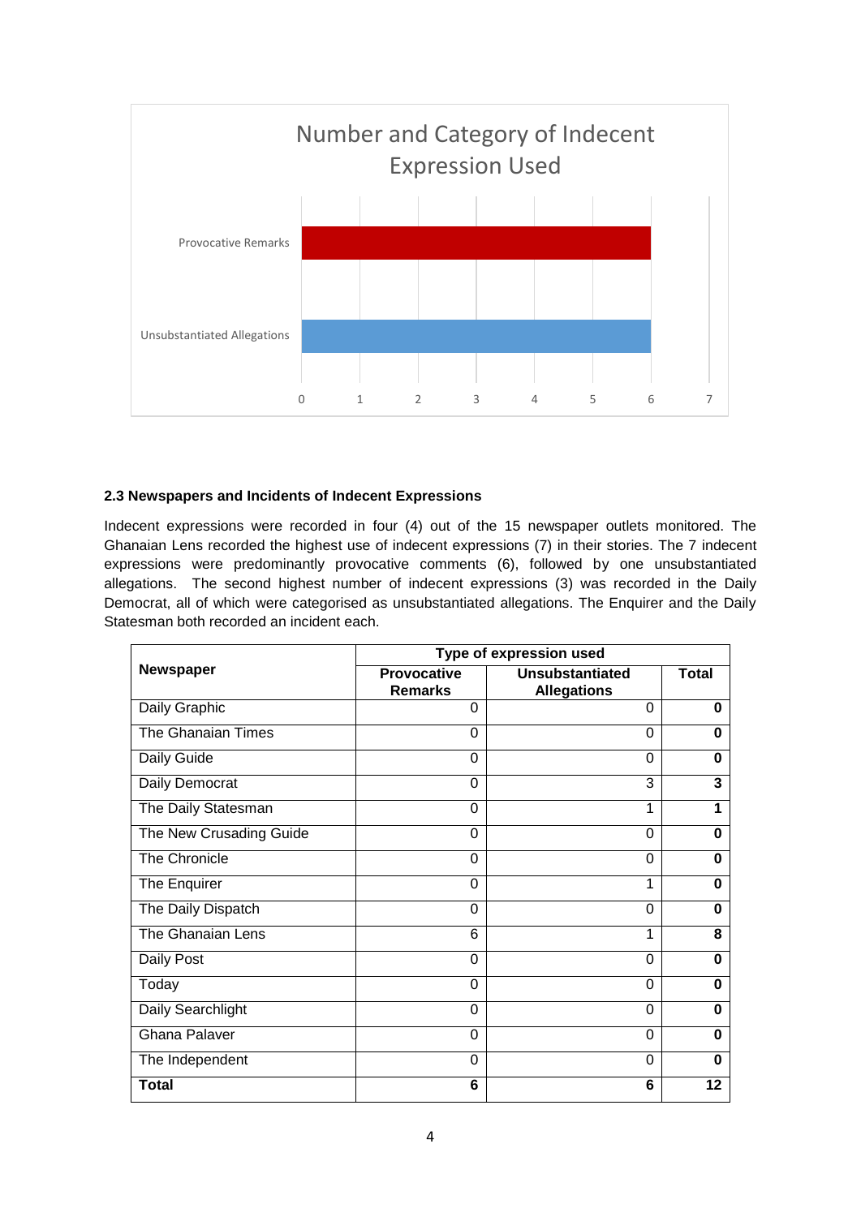Number and Category of Indecent Expression Used

### 2.3 Newspapers and Incidents of Indecent Expressions

Indecent expressions were recorded in four (4) out of the 15 newspaper outlets monitored. The Ghanaian Lens recorded the highest use of indecent expressions (7) in their stories. The 7 indecent expressions were predominantly provocative comments (6), followed by one unsubstantiated allegations. The second highest number of indecent expressions (3) was recorded in the Daily Democrat, all of which were categorised as unsubstantiated allegations. The Enquirer and the Daily Statesman both recorded an incident each.

| **Newspaper** | **Type of expression used** | | |
|---|---|---|---|
| | **Provocative Remarks** | **Unsubstantiated Allegations** | **Total** |
| Daily Graphic | 0 | 0 | **0** |
| The Ghanaian Times | 0 | 0 | **0** |
| Daily Guide | 0 | 0 | **0** |
| Daily Democrat | 0 | 3 | **3** |
| The Daily Statesman | 0 | 1 | **1** |
| The New Crusading Guide | 0 | 0 | **0** |
| The Chronicle | 0 | 0 | **0** |
| The Enquirer | 0 | 1 | **0** |
| The Daily Dispatch | 0 | 0 | **0** |
| The Ghanaian Lens | 6 | 1 | **8** |
| Daily Post | 0 | 0 | **0** |
| Today | 0 | 0 | **0** |
| Daily Searchlight | 0 | 0 | **0** |
| Ghana Palaver | 0 | 0 | **0** |
| The Independent | 0 | 0 | **0** |
| **Total** | **6** | **6** | **12** |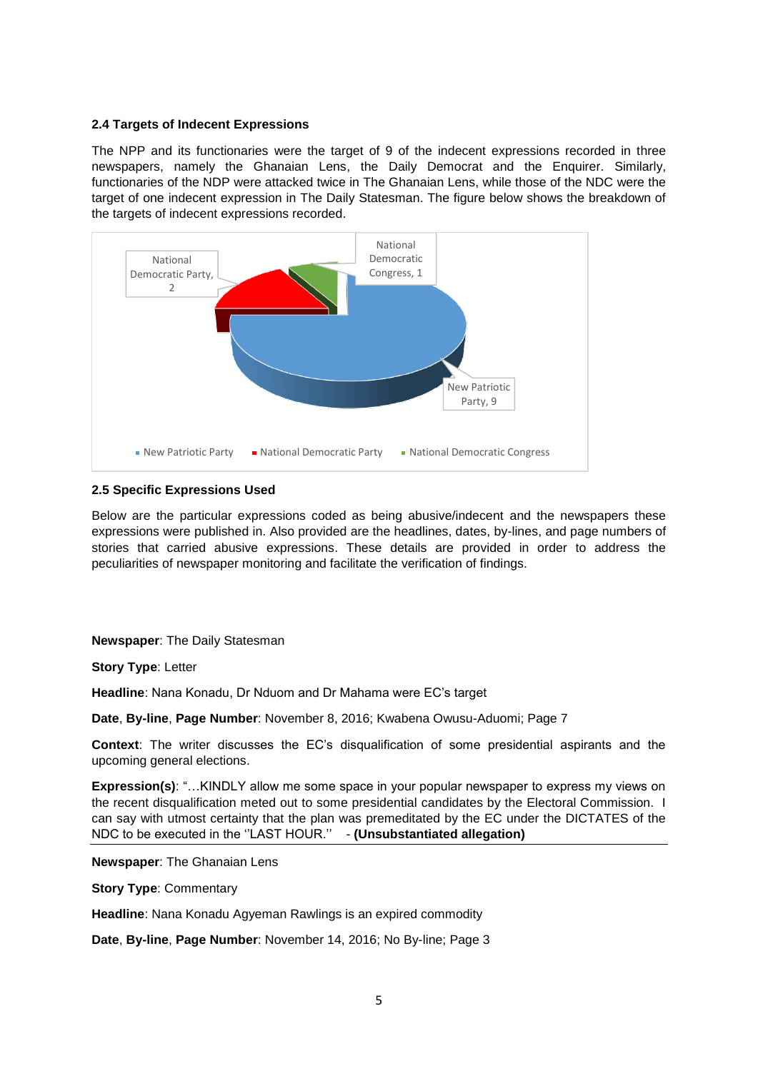**2.4 Targets of Indecent Expressions**

The NPP and its functionaries were the target of 9 of the indecent expressions recorded in three newspapers, namely the Ghanaian Lens, the Daily Democrat and the Enquirer. Similarly, functionaries of the NDP were attacked twice in The Ghanaian Lens, while those of the NDC were the target of one indecent expression in The Daily Statesman. The figure below shows the breakdown of the targets of indecent expressions recorded.

National Democratic Party, 2

National Democratic Congress, 1

New Patriotic Party, 9

■ New Patriotic Party ■ National Democratic Party ■ National Democratic Congress

**2.5 Specific Expressions Used**

Below are the particular expressions coded as being abusive/indecent and the newspapers these expressions were published in. Also provided are the headlines, dates, by-lines, and page numbers of stories that carried abusive expressions. These details are provided in order to address the peculiarities of newspaper monitoring and facilitate the verification of findings.

**Newspaper**: The Daily Statesman

**Story Type**: Letter

**Headline**: Nana Konadu, Dr Nduom and Dr Mahama were EC's target

**Date**, **By-line**, **Page Number**: November 8, 2016; Kwabena Owusu-Aduomi; Page 7

**Context**: The writer discusses the EC's disqualification of some presidential aspirants and the upcoming general elections.

**Expression(s)**: "…KINDLY allow me some space in your popular newspaper to express my views on the recent disqualification meted out to some presidential candidates by the Electoral Commission. I can say with utmost certainty that the plan was premeditated by the EC under the DICTATES of the NDC to be executed in the ''LAST HOUR.'' - **(Unsubstantiated allegation)**

---

**Newspaper**: The Ghanaian Lens

**Story Type**: Commentary

**Headline**: Nana Konadu Agyeman Rawlings is an expired commodity

**Date**, **By-line**, **Page Number**: November 14, 2016; No By-line; Page 3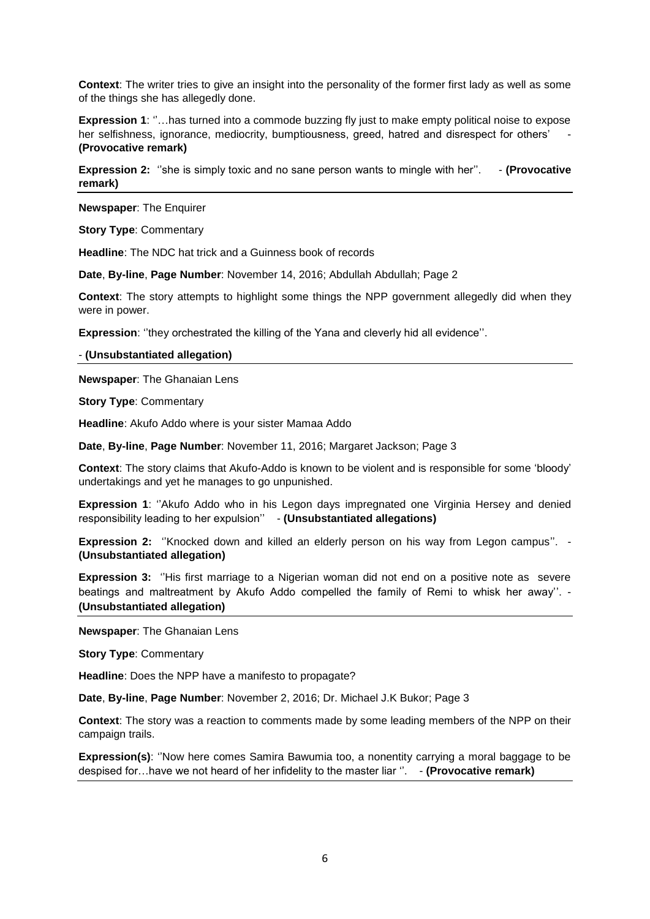**Context**: The writer tries to give an insight into the personality of the former first lady as well as some of the things she has allegedly done.

**Expression 1**: ''…has turned into a commode buzzing fly just to make empty political noise to expose her selfishness, ignorance, mediocrity, bumptiousness, greed, hatred and disrespect for others' - **(Provocative remark)**

**Expression 2:** ''she is simply toxic and no sane person wants to mingle with her''. - **(Provocative remark)**

---

**Newspaper**: The Enquirer

**Story Type**: Commentary

**Headline**: The NDC hat trick and a Guinness book of records

**Date**, **By-line**, **Page Number**: November 14, 2016; Abdullah Abdullah; Page 2

**Context**: The story attempts to highlight some things the NPP government allegedly did when they were in power.

**Expression**: ''they orchestrated the killing of the Yana and cleverly hid all evidence''.

- **(Unsubstantiated allegation)**

---

**Newspaper**: The Ghanaian Lens

**Story Type**: Commentary

**Headline**: Akufo Addo where is your sister Mamaa Addo

**Date**, **By-line**, **Page Number**: November 11, 2016; Margaret Jackson; Page 3

**Context**: The story claims that Akufo-Addo is known to be violent and is responsible for some 'bloody' undertakings and yet he manages to go unpunished.

**Expression 1**: ''Akufo Addo who in his Legon days impregnated one Virginia Hersey and denied responsibility leading to her expulsion'' - **(Unsubstantiated allegations)**

**Expression 2:** ''Knocked down and killed an elderly person on his way from Legon campus''. - **(Unsubstantiated allegation)**

**Expression 3:** ''His first marriage to a Nigerian woman did not end on a positive note as severe beatings and maltreatment by Akufo Addo compelled the family of Remi to whisk her away''. - **(Unsubstantiated allegation)**

---

**Newspaper**: The Ghanaian Lens

**Story Type**: Commentary

**Headline**: Does the NPP have a manifesto to propagate?

**Date**, **By-line**, **Page Number**: November 2, 2016; Dr. Michael J.K Bukor; Page 3

**Context**: The story was a reaction to comments made by some leading members of the NPP on their campaign trails.

**Expression(s)**: ''Now here comes Samira Bawumia too, a nonentity carrying a moral baggage to be despised for…have we not heard of her infidelity to the master liar ''. - **(Provocative remark)**

---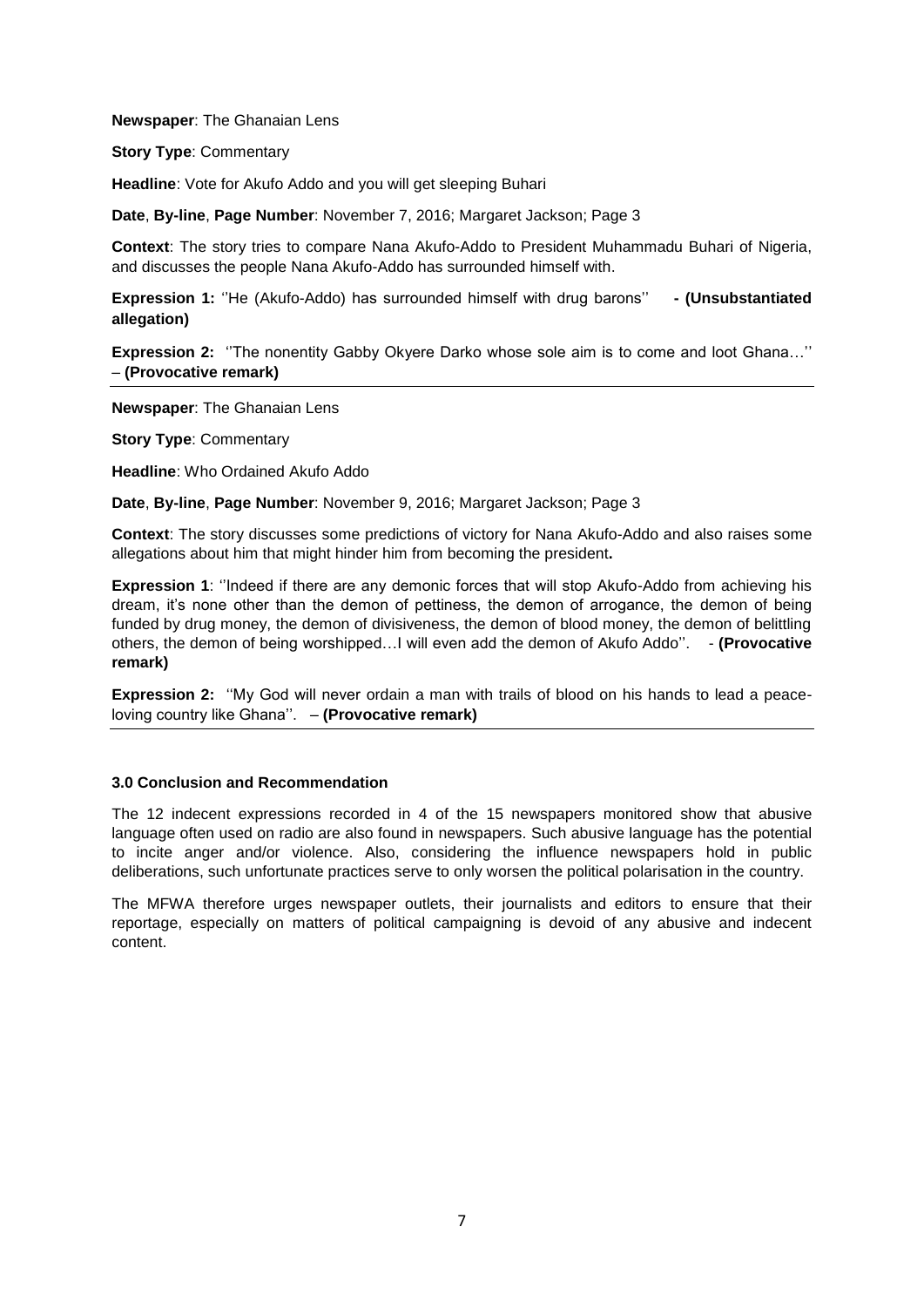**Newspaper**: The Ghanaian Lens

**Story Type**: Commentary

**Headline**: Vote for Akufo Addo and you will get sleeping Buhari

**Date**, **By-line**, **Page Number**: November 7, 2016; Margaret Jackson; Page 3

**Context**: The story tries to compare Nana Akufo-Addo to President Muhammadu Buhari of Nigeria, and discusses the people Nana Akufo-Addo has surrounded himself with.

**Expression 1:** ''He (Akufo-Addo) has surrounded himself with drug barons'' **- (Unsubstantiated allegation)**

**Expression 2:** ''The nonentity Gabby Okyere Darko whose sole aim is to come and loot Ghana…'' – **(Provocative remark)**

---

**Newspaper**: The Ghanaian Lens

**Story Type**: Commentary

**Headline**: Who Ordained Akufo Addo

**Date**, **By-line**, **Page Number**: November 9, 2016; Margaret Jackson; Page 3

**Context**: The story discusses some predictions of victory for Nana Akufo-Addo and also raises some allegations about him that might hinder him from becoming the president**.**

**Expression 1**: ''Indeed if there are any demonic forces that will stop Akufo-Addo from achieving his dream, it's none other than the demon of pettiness, the demon of arrogance, the demon of being funded by drug money, the demon of divisiveness, the demon of blood money, the demon of belittling others, the demon of being worshipped…I will even add the demon of Akufo Addo''. - **(Provocative remark)**

**Expression 2:** ''My God will never ordain a man with trails of blood on his hands to lead a peace-loving country like Ghana''. – **(Provocative remark)**

---

### 3.0 Conclusion and Recommendation

The 12 indecent expressions recorded in 4 of the 15 newspapers monitored show that abusive language often used on radio are also found in newspapers. Such abusive language has the potential to incite anger and/or violence. Also, considering the influence newspapers hold in public deliberations, such unfortunate practices serve to only worsen the political polarisation in the country.

The MFWA therefore urges newspaper outlets, their journalists and editors to ensure that their reportage, especially on matters of political campaigning is devoid of any abusive and indecent content.